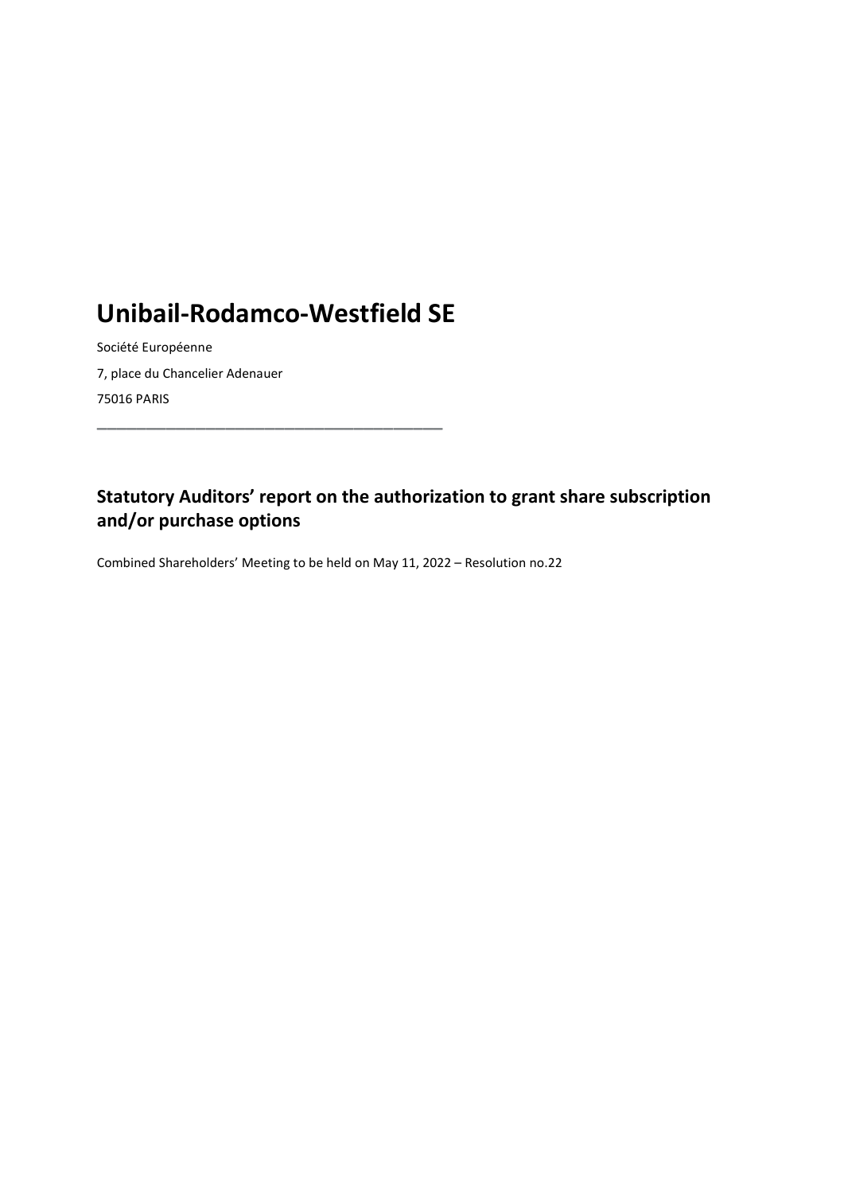# Unibail-Rodamco-Westfield SE

Société Européenne

7, place du Chancelier Adenauer

75016 PARIS

---

## Statutory Auditors' report on the authorization to grant share subscription and/or purchase options

Combined Shareholders' Meeting to be held on May 11, 2022 – Resolution no.22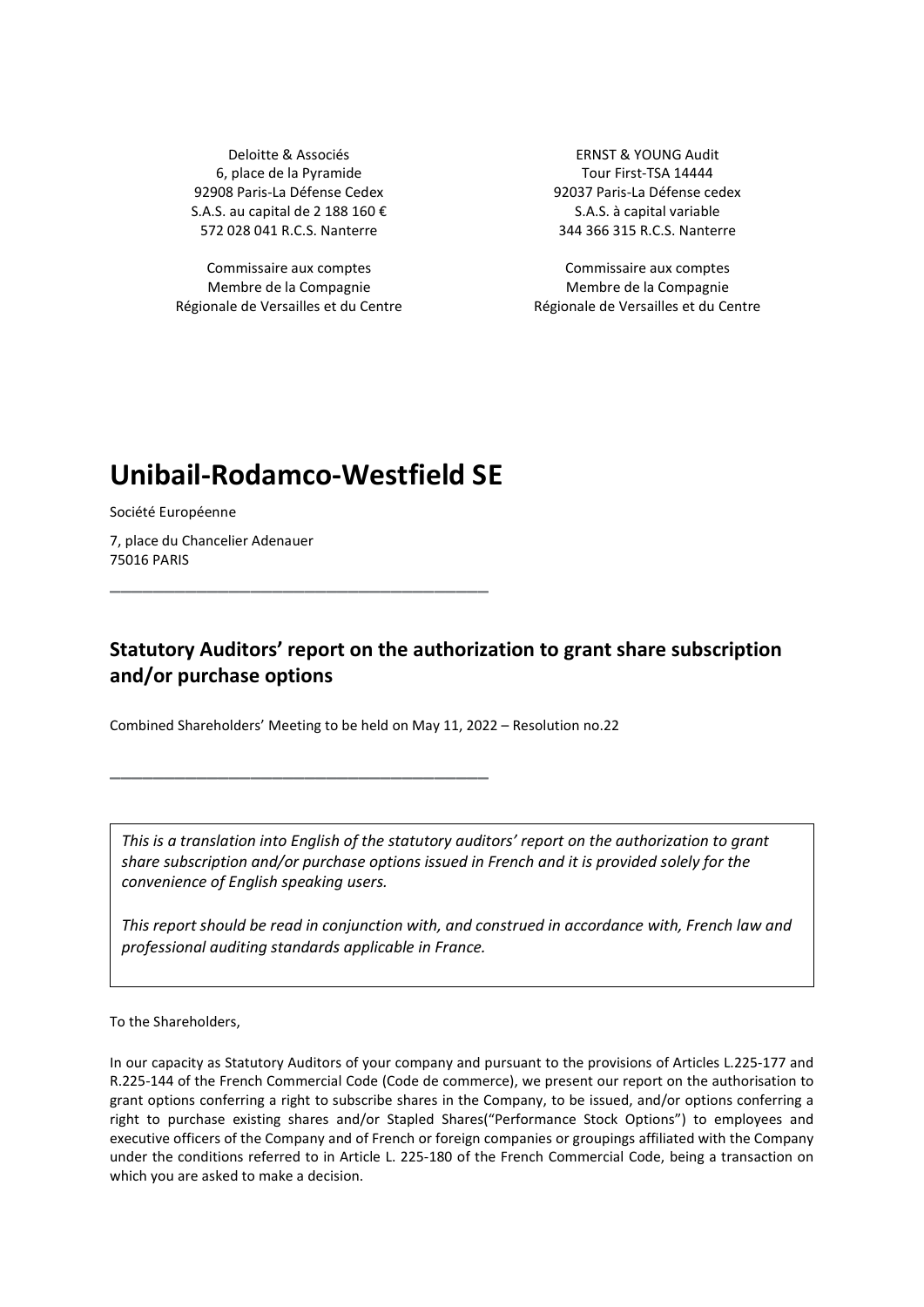Deloitte & Associés
6, place de la Pyramide
92908 Paris-La Défense Cedex
S.A.S. au capital de 2 188 160 €
572 028 041 R.C.S. Nanterre

Commissaire aux comptes
Membre de la Compagnie
Régionale de Versailles et du Centre

ERNST & YOUNG Audit
Tour First-TSA 14444
92037 Paris-La Défense cedex
S.A.S. à capital variable
344 366 315 R.C.S. Nanterre

Commissaire aux comptes
Membre de la Compagnie
Régionale de Versailles et du Centre

# Unibail-Rodamco-Westfield SE

Société Européenne

7, place du Chancelier Adenauer
75016 PARIS

---

## Statutory Auditors' report on the authorization to grant share subscription and/or purchase options

Combined Shareholders' Meeting to be held on May 11, 2022 – Resolution no.22

---

*This is a translation into English of the statutory auditors' report on the authorization to grant share subscription and/or purchase options issued in French and it is provided solely for the convenience of English speaking users.*

*This report should be read in conjunction with, and construed in accordance with, French law and professional auditing standards applicable in France.*

To the Shareholders,

In our capacity as Statutory Auditors of your company and pursuant to the provisions of Articles L.225-177 and R.225-144 of the French Commercial Code (Code de commerce), we present our report on the authorisation to grant options conferring a right to subscribe shares in the Company, to be issued, and/or options conferring a right to purchase existing shares and/or Stapled Shares("Performance Stock Options") to employees and executive officers of the Company and of French or foreign companies or groupings affiliated with the Company under the conditions referred to in Article L. 225-180 of the French Commercial Code, being a transaction on which you are asked to make a decision.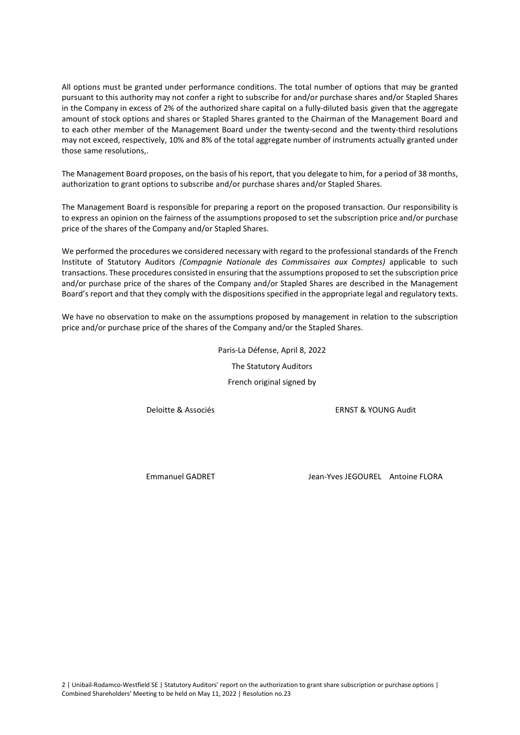All options must be granted under performance conditions. The total number of options that may be granted pursuant to this authority may not confer a right to subscribe for and/or purchase shares and/or Stapled Shares in the Company in excess of 2% of the authorized share capital on a fully-diluted basis given that the aggregate amount of stock options and shares or Stapled Shares granted to the Chairman of the Management Board and to each other member of the Management Board under the twenty-second and the twenty-third resolutions may not exceed, respectively, 10% and 8% of the total aggregate number of instruments actually granted under those same resolutions,.

The Management Board proposes, on the basis of his report, that you delegate to him, for a period of 38 months, authorization to grant options to subscribe and/or purchase shares and/or Stapled Shares.

The Management Board is responsible for preparing a report on the proposed transaction. Our responsibility is to express an opinion on the fairness of the assumptions proposed to set the subscription price and/or purchase price of the shares of the Company and/or Stapled Shares.

We performed the procedures we considered necessary with regard to the professional standards of the French Institute of Statutory Auditors *(Compagnie Nationale des Commissaires aux Comptes)* applicable to such transactions. These procedures consisted in ensuring that the assumptions proposed to set the subscription price and/or purchase price of the shares of the Company and/or Stapled Shares are described in the Management Board's report and that they comply with the dispositions specified in the appropriate legal and regulatory texts.

We have no observation to make on the assumptions proposed by management in relation to the subscription price and/or purchase price of the shares of the Company and/or the Stapled Shares.

Paris-La Défense, April 8, 2022

The Statutory Auditors

French original signed by

Deloitte & Associés

Emmanuel GADRET

ERNST & YOUNG Audit

Jean-Yves JEGOUREL Antoine FLORA